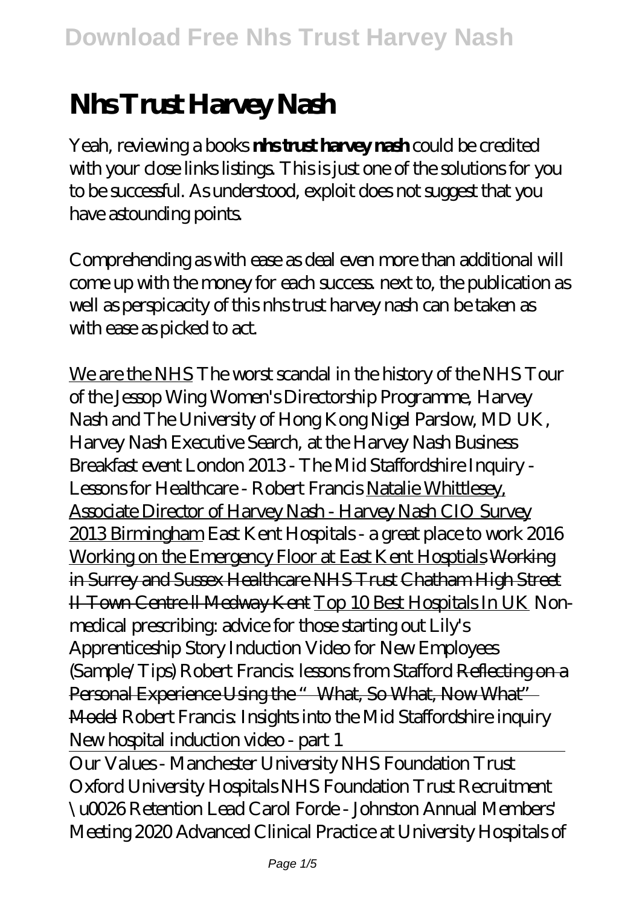# Nhs Trust Harvey Nash

Yeah, reviewing a books **nhs trust harvey nash** could be credited with your close links listings. This is just one of the solutions for you to be successful. As understood, exploit does not suggest that you have astounding points.

Comprehending as with ease as deal even more than additional will come up with the money for each success. next to, the publication as well as perspicacity of this nhs trust harvey nash can be taken as with ease as picked to act.

We are the NHS *The worst scandal in the history of the NHS* *Tour of the Jessop Wing* *Women's Directorship Programme, Harvey Nash and The University of Hong Kong* *Nigel Parslow, MD UK, Harvey Nash Executive Search, at the Harvey Nash Business Breakfast event London 2013 - The Mid Staffordshire Inquiry - Lessons for Healthcare - Robert Francis* Natalie Whittlesey, Associate Director of Harvey Nash - Harvey Nash CIO Survey 2013 Birmingham *East Kent Hospitals - a great place to work 2016* Working on the Emergency Floor at East Kent Hosptials Working in Surrey and Sussex Healthcare NHS Trust Chatham High Street ll Town Centre ll Medway Kent Top 10 Best Hospitals In UK *Non-medical prescribing: advice for those starting out* *Lily's Apprenticeship Story* *Induction Video for New Employees (Sample/Tips)* *Robert Francis: lessons from Stafford* Reflecting on a Personal Experience Using the "What, So What, Now What" Model *Robert Francis: Insights into the Mid Staffordshire inquiry* *New hospital induction video - part 1*

Our Values - Manchester University NHS Foundation Trust *Oxford University Hospitals NHS Foundation Trust Recruitment \u0026 Retention Lead Carol Forde - Johnston* *Annual Members' Meeting 2020* *Advanced Clinical Practice at University Hospitals of*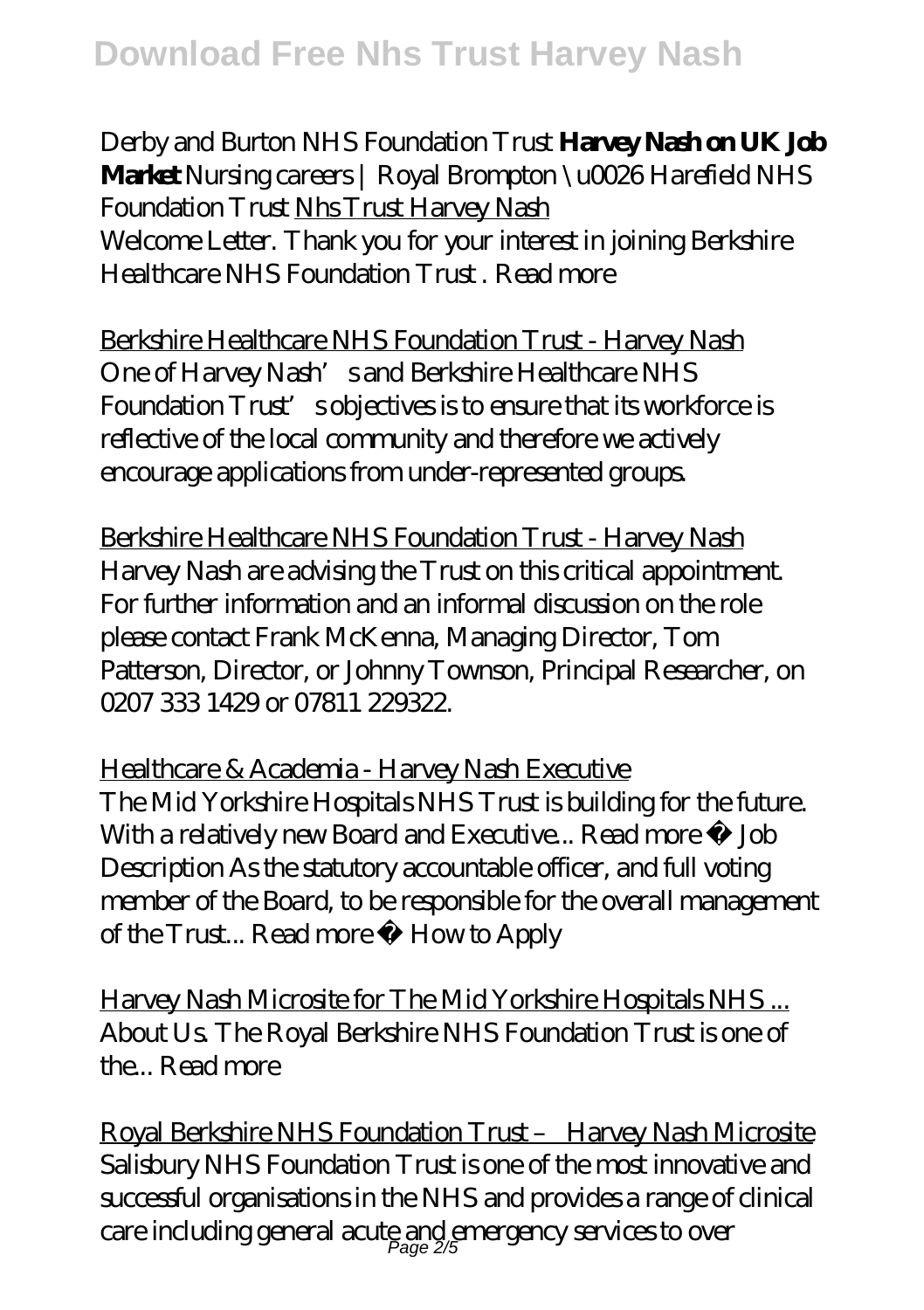*Derby and Burton NHS Foundation Trust* **Harvey Nash on UK Job Market** *Nursing careers | Royal Brompton \u0026 Harefield NHS Foundation Trust* Nhs Trust Harvey Nash

Welcome Letter. Thank you for your interest in joining Berkshire Healthcare NHS Foundation Trust . Read more

Berkshire Healthcare NHS Foundation Trust - Harvey Nash

One of Harvey Nash's and Berkshire Healthcare NHS Foundation Trust's objectives is to ensure that its workforce is reflective of the local community and therefore we actively encourage applications from under-represented groups.

Berkshire Healthcare NHS Foundation Trust - Harvey Nash

Harvey Nash are advising the Trust on this critical appointment. For further information and an informal discussion on the role please contact Frank McKenna, Managing Director, Tom Patterson, Director, or Johnny Townson, Principal Researcher, on 0207 333 1429 or 07811 229322.

Healthcare & Academia - Harvey Nash Executive

The Mid Yorkshire Hospitals NHS Trust is building for the future. With a relatively new Board and Executive... Read more » Job Description As the statutory accountable officer, and full voting member of the Board, to be responsible for the overall management of the Trust... Read more » How to Apply

Harvey Nash Microsite for The Mid Yorkshire Hospitals NHS ...

About Us. The Royal Berkshire NHS Foundation Trust is one of the... Read more

Royal Berkshire NHS Foundation Trust – Harvey Nash Microsite

Salisbury NHS Foundation Trust is one of the most innovative and successful organisations in the NHS and provides a range of clinical care including general acute and emergency services to over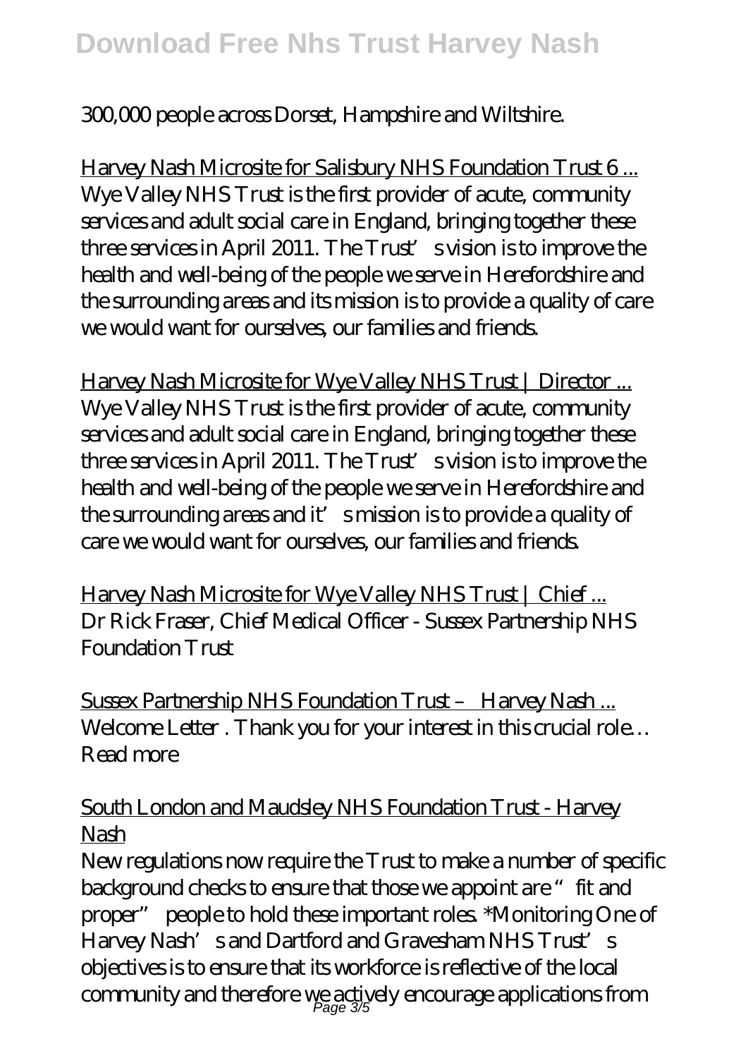300,000 people across Dorset, Hampshire and Wiltshire.

Harvey Nash Microsite for Salisbury NHS Foundation Trust 6 ...
Wye Valley NHS Trust is the first provider of acute, community services and adult social care in England, bringing together these three services in April 2011. The Trust's vision is to improve the health and well-being of the people we serve in Herefordshire and the surrounding areas and its mission is to provide a quality of care we would want for ourselves, our families and friends.

Harvey Nash Microsite for Wye Valley NHS Trust | Director ...
Wye Valley NHS Trust is the first provider of acute, community services and adult social care in England, bringing together these three services in April 2011. The Trust's vision is to improve the health and well-being of the people we serve in Herefordshire and the surrounding areas and it's mission is to provide a quality of care we would want for ourselves, our families and friends.

Harvey Nash Microsite for Wye Valley NHS Trust | Chief ...
Dr Rick Fraser, Chief Medical Officer - Sussex Partnership NHS Foundation Trust

Sussex Partnership NHS Foundation Trust – Harvey Nash ...
Welcome Letter . Thank you for your interest in this crucial role… Read more

South London and Maudsley NHS Foundation Trust - Harvey Nash
New regulations now require the Trust to make a number of specific background checks to ensure that those we appoint are "fit and proper" people to hold these important roles. *Monitoring One of Harvey Nash's and Dartford and Gravesham NHS Trust's objectives is to ensure that its workforce is reflective of the local community and therefore we actively encourage applications from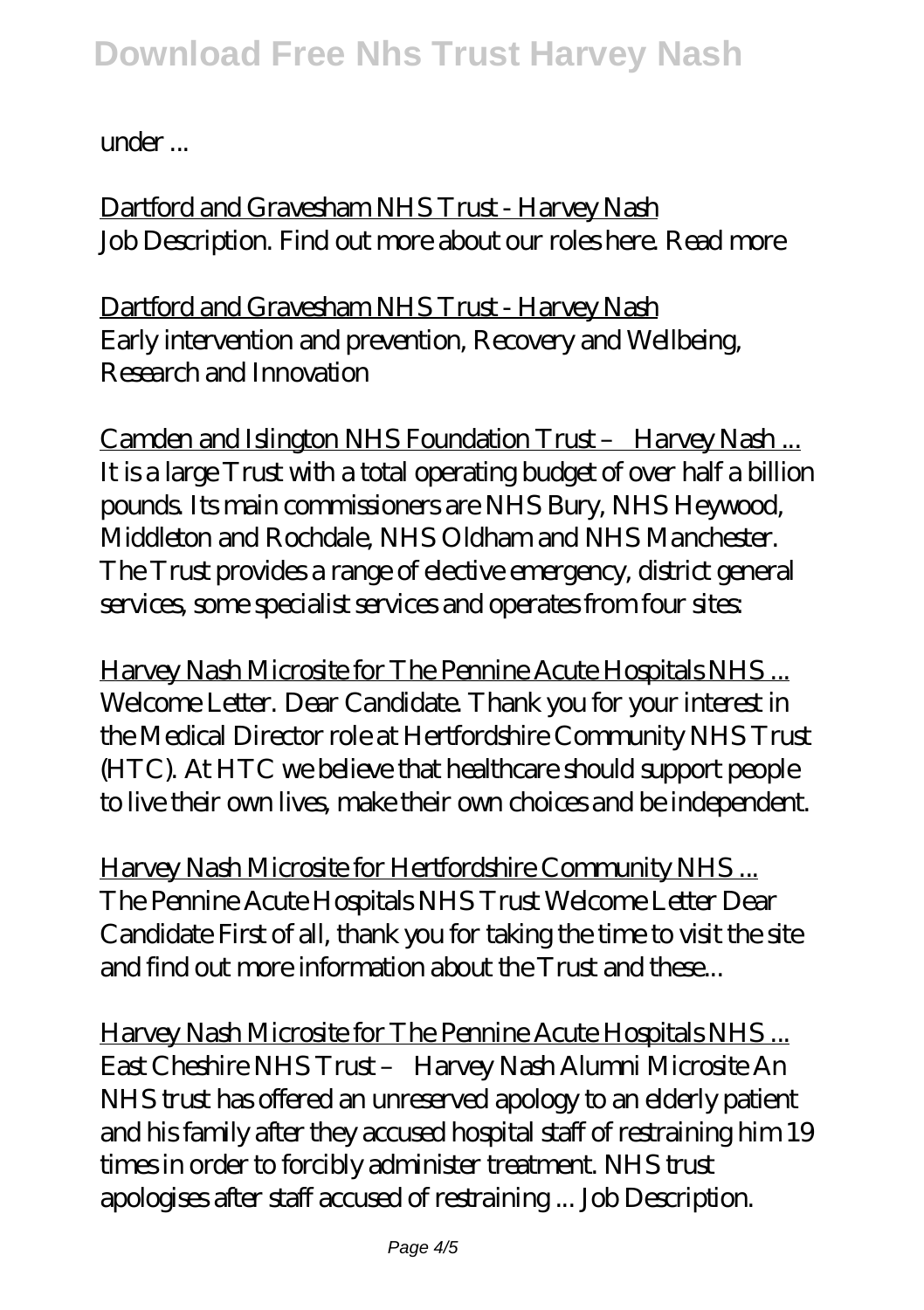under ...

Dartford and Gravesham NHS Trust - Harvey Nash
Job Description. Find out more about our roles here. Read more

Dartford and Gravesham NHS Trust - Harvey Nash
Early intervention and prevention, Recovery and Wellbeing, Research and Innovation

Camden and Islington NHS Foundation Trust – Harvey Nash ...
It is a large Trust with a total operating budget of over half a billion pounds. Its main commissioners are NHS Bury, NHS Heywood, Middleton and Rochdale, NHS Oldham and NHS Manchester. The Trust provides a range of elective emergency, district general services, some specialist services and operates from four sites:

Harvey Nash Microsite for The Pennine Acute Hospitals NHS ...
Welcome Letter. Dear Candidate. Thank you for your interest in the Medical Director role at Hertfordshire Community NHS Trust (HTC). At HTC we believe that healthcare should support people to live their own lives, make their own choices and be independent.

Harvey Nash Microsite for Hertfordshire Community NHS ...
The Pennine Acute Hospitals NHS Trust Welcome Letter Dear Candidate First of all, thank you for taking the time to visit the site and find out more information about the Trust and these...

Harvey Nash Microsite for The Pennine Acute Hospitals NHS ...
East Cheshire NHS Trust – Harvey Nash Alumni Microsite An NHS trust has offered an unreserved apology to an elderly patient and his family after they accused hospital staff of restraining him 19 times in order to forcibly administer treatment. NHS trust apologises after staff accused of restraining ... Job Description.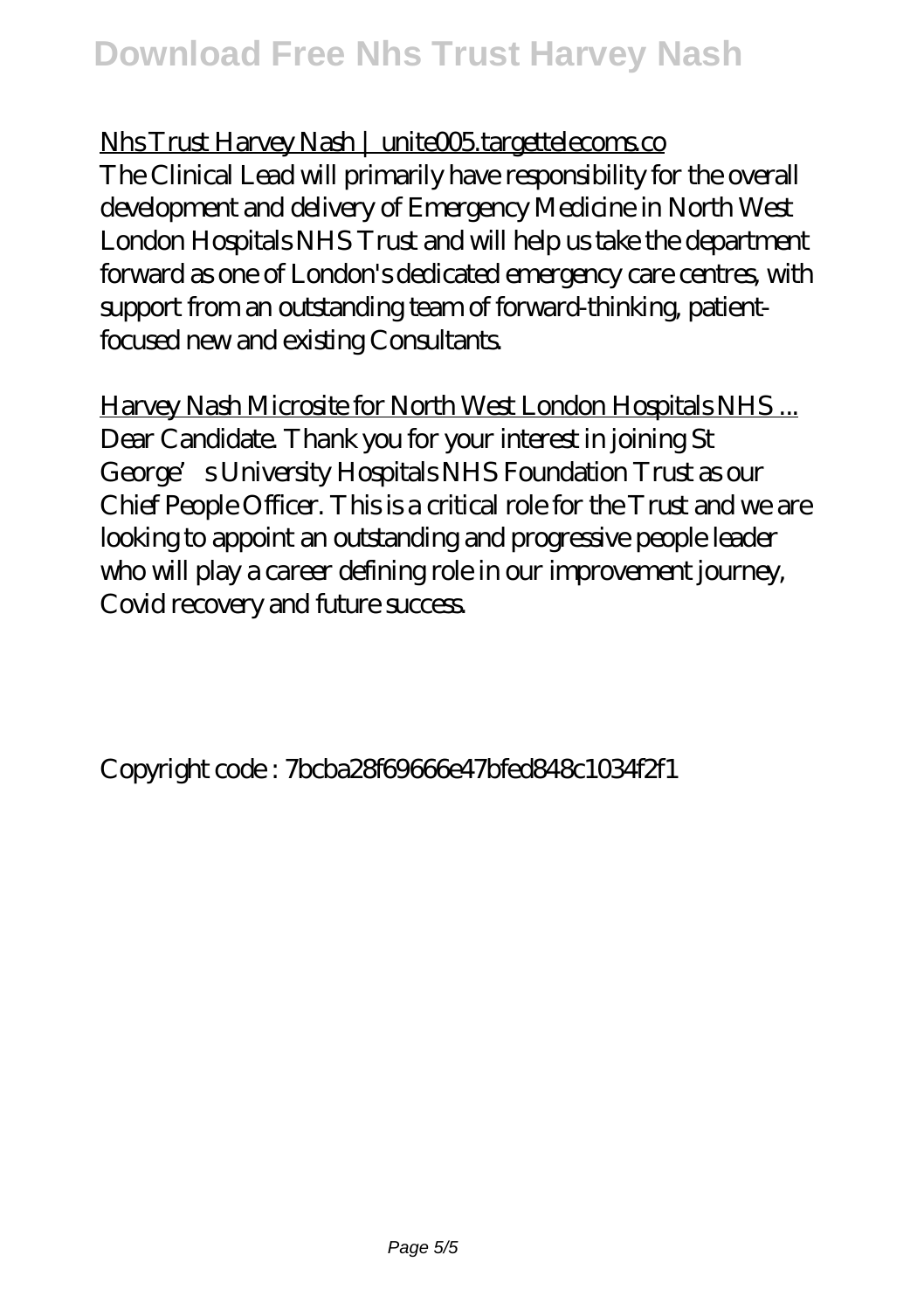Nhs Trust Harvey Nash | unite005.targettelecoms.co

The Clinical Lead will primarily have responsibility for the overall development and delivery of Emergency Medicine in North West London Hospitals NHS Trust and will help us take the department forward as one of London's dedicated emergency care centres, with support from an outstanding team of forward-thinking, patient-focused new and existing Consultants.

Harvey Nash Microsite for North West London Hospitals NHS ...

Dear Candidate. Thank you for your interest in joining St George's University Hospitals NHS Foundation Trust as our Chief People Officer. This is a critical role for the Trust and we are looking to appoint an outstanding and progressive people leader who will play a career defining role in our improvement journey, Covid recovery and future success.

Copyright code : 7bcba28f69666e47bfed848c1034f2f1